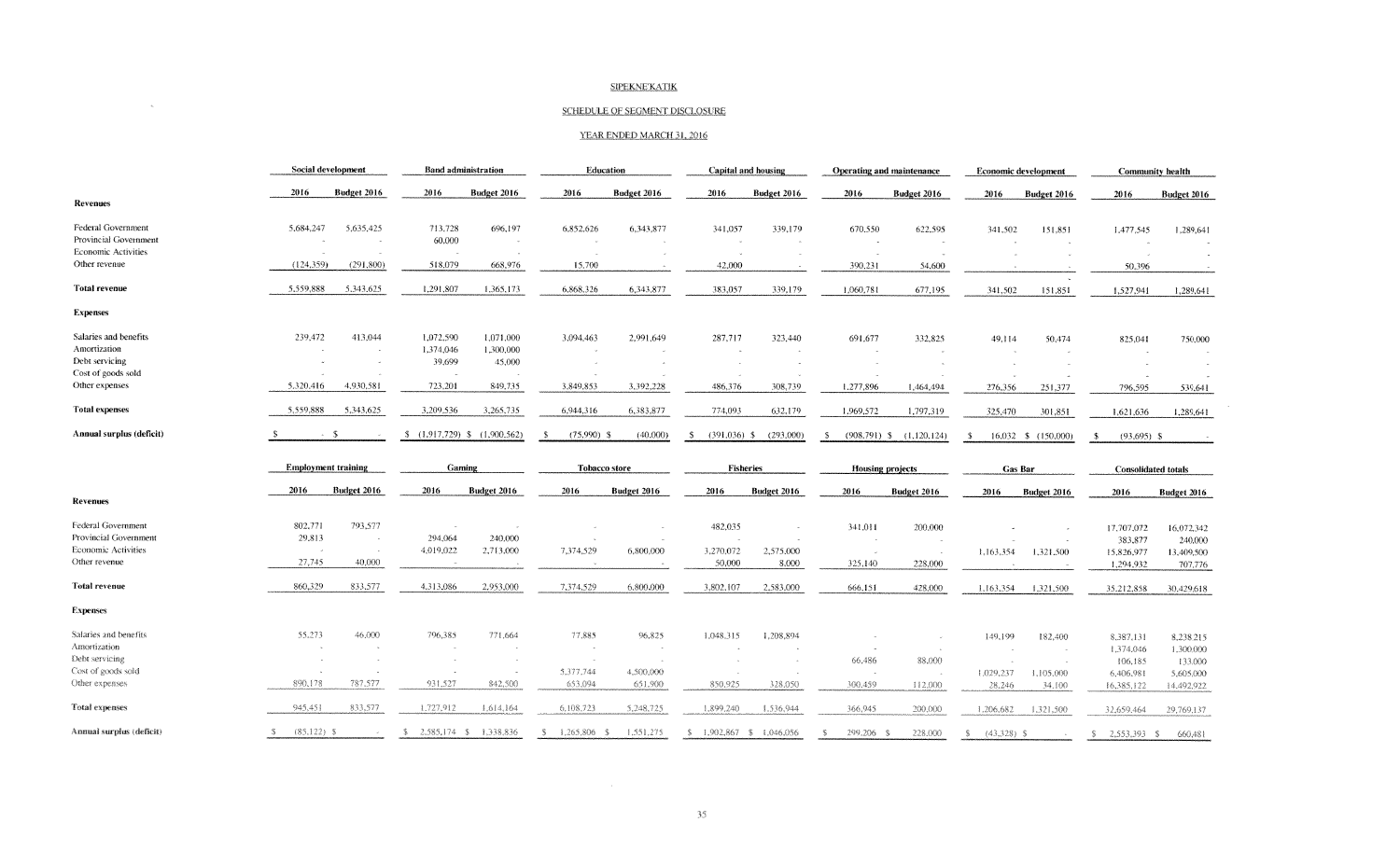SIPEKNE'KATIK

SCHEDULE OF SEGMENT DISCLOSURE

YEAR ENDED MARCH 31, 2016

| | Social development | | Band administration | | Education | | Capital and housing | | Operating and maintenance | | Economic development | | Community health | |
|---|---|---|---|---|---|---|---|---|---|---|---|---|---|---|
| | 2016 | Budget 2016 | 2016 | Budget 2016 | 2016 | Budget 2016 | 2016 | Budget 2016 | 2016 | Budget 2016 | 2016 | Budget 2016 | 2016 | Budget 2016 |
| **Revenues** | | | | | | | | | | | | | | |
| Federal Government | 5,684,247 | 5,635,425 | 713,728 | 696,197 | 6,852,626 | 6,343,877 | 341,057 | 339,179 | 670,550 | 622,595 | 341,502 | 151,851 | 1,477,545 | 1,289,641 |
| Provincial Government | - | - | 60,000 | - | - | - | - | - | - | - | - | - | - | - |
| Economic Activities | - | - | - | - | - | - | - | - | - | - | - | - | - | - |
| Other revenue | (124,359) | (291,800) | 518,079 | 668,976 | 15,700 | - | 42,000 | - | 390,231 | 54,600 | - | - | 50,396 | - |
| **Total revenue** | 5,559,888 | 5,343,625 | 1,291,807 | 1,365,173 | 6,868,326 | 6,343,877 | 383,057 | 339,179 | 1,060,781 | 677,195 | 341,502 | 151,851 | 1,527,941 | 1,289,641 |
| **Expenses** | | | | | | | | | | | | | | |
| Salaries and benefits | 239,472 | 413,044 | 1,072,590 | 1,071,000 | 3,094,463 | 2,991,649 | 287,717 | 323,440 | 691,677 | 332,825 | 49,114 | 50,474 | 825,041 | 750,000 |
| Amortization | - | - | 1,374,046 | 1,300,000 | - | - | - | - | - | - | - | - | - | - |
| Debt servicing | - | - | 39,699 | 45,000 | - | - | - | - | - | - | - | - | - | - |
| Cost of goods sold | - | - | - | - | - | - | - | - | - | - | - | - | - | - |
| Other expenses | 5,320,416 | 4,930,581 | 723,201 | 849,735 | 3,849,853 | 3,392,228 | 486,376 | 308,739 | 1,277,896 | 1,464,494 | 276,356 | 251,377 | 796,595 | 539,641 |
| **Total expenses** | 5,559,888 | 5,343,625 | 3,209,536 | 3,265,735 | 6,944,316 | 6,383,877 | 774,093 | 632,179 | 1,969,572 | 1,797,319 | 325,470 | 301,851 | 1,621,636 | 1,289,641 |
| **Annual surplus (deficit)** | $ - | $ - | $ (1,917,729) | $ (1,900,562) | $ (75,990) | $ (40,000) | $ (391,036) | $ (293,000) | $ (908,791) | $ (1,120,124) | $ 16,032 | $ (150,000) | $ (93,695) | $ - |

| | Employment training | | Gaming | | Tobacco store | | Fisheries | | Housing projects | | Gas Bar | | Consolidated totals | |
|---|---|---|---|---|---|---|---|---|---|---|---|---|---|---|
| | 2016 | Budget 2016 | 2016 | Budget 2016 | 2016 | Budget 2016 | 2016 | Budget 2016 | 2016 | Budget 2016 | 2016 | Budget 2016 | 2016 | Budget 2016 |
| **Revenues** | | | | | | | | | | | | | | |
| Federal Government | 802,771 | 793,577 | - | - | - | - | 482,035 | - | 341,011 | 200,000 | - | - | 17,707,072 | 16,072,342 |
| Provincial Government | 29,813 | - | 294,064 | 240,000 | - | - | - | - | - | - | - | - | 383,877 | 240,000 |
| Economic Activities | - | - | 4,019,022 | 2,713,000 | 7,374,529 | 6,800,000 | 3,270,072 | 2,575,000 | - | - | 1,163,354 | 1,321,500 | 15,826,977 | 13,409,500 |
| Other revenue | 27,745 | 40,000 | - | - | - | - | 50,000 | 8,000 | 325,140 | 228,000 | - | - | 1,294,932 | 707,776 |
| **Total revenue** | 860,329 | 833,577 | 4,313,086 | 2,953,000 | 7,374,529 | 6,800,000 | 3,802,107 | 2,583,000 | 666,151 | 428,000 | 1,163,354 | 1,321,500 | 35,212,858 | 30,429,618 |
| **Expenses** | | | | | | | | | | | | | | |
| Salaries and benefits | 55,273 | 46,000 | 796,385 | 771,664 | 77,885 | 96,825 | 1,048,315 | 1,208,894 | - | - | 149,199 | 182,400 | 8,387,131 | 8,238,215 |
| Amortization | - | - | - | - | - | - | - | - | - | - | - | - | 1,374,046 | 1,300,000 |
| Debt servicing | - | - | - | - | - | - | - | - | 66,486 | 88,000 | - | - | 106,185 | 133,000 |
| Cost of goods sold | - | - | - | - | 5,377,744 | 4,500,000 | - | - | - | - | 1,029,237 | 1,105,000 | 6,406,981 | 5,605,000 |
| Other expenses | 890,178 | 787,577 | 931,527 | 842,500 | 653,094 | 651,900 | 850,925 | 328,050 | 300,459 | 112,000 | 28,246 | 34,100 | 16,385,122 | 14,492,922 |
| **Total expenses** | 945,451 | 833,577 | 1,727,912 | 1,614,164 | 6,108,723 | 5,248,725 | 1,899,240 | 1,536,944 | 366,945 | 200,000 | 1,206,682 | 1,321,500 | 32,659,464 | 29,769,137 |
| **Annual surplus (deficit)** | $ (85,122) | $ - | $ 2,585,174 | $ 1,338,836 | $ 1,265,806 | $ 1,551,275 | $ 1,902,867 | $ 1,046,056 | $ 299,206 | $ 228,000 | $ (43,328) | $ - | $ 2,553,393 | $ 660,481 |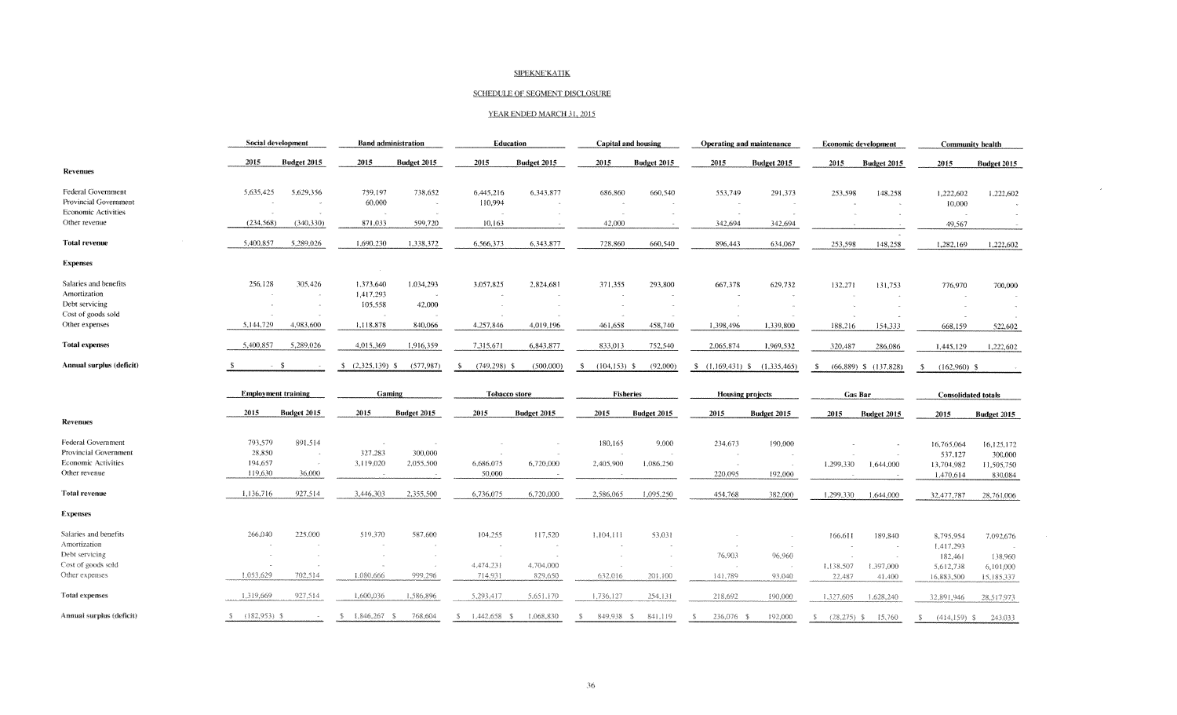SIPEKNE'KATIK

SCHEDULE OF SEGMENT DISCLOSURE

YEAR ENDED MARCH 31, 2015

| | Social development | | Band administration | | Education | | Capital and housing | | Operating and maintenance | | Economic development | | Community health | |
|---|---|---|---|---|---|---|---|---|---|---|---|---|---|---|
| | 2015 | Budget 2015 | 2015 | Budget 2015 | 2015 | Budget 2015 | 2015 | Budget 2015 | 2015 | Budget 2015 | 2015 | Budget 2015 | 2015 | Budget 2015 |
| **Revenues** | | | | | | | | | | | | | | |
| Federal Government | 5,635,425 | 5,629,356 | 759,197 | 738,652 | 6,445,216 | 6,343,877 | 686,860 | 660,540 | 553,749 | 291,373 | 253,598 | 148,258 | 1,222,602 | 1,222,602 |
| Provincial Government | - | - | 60,000 | - | 110,994 | - | - | - | - | - | - | - | 10,000 | - |
| Economic Activities | - | - | - | - | - | - | - | - | - | - | - | - | - | - |
| Other revenue | (234,568) | (340,330) | 871,033 | 599,720 | 10,163 | - | 42,000 | - | 342,694 | 342,694 | - | - | 49,567 | - |
| **Total revenue** | 5,400,857 | 5,289,026 | 1,690,230 | 1,338,372 | 6,566,373 | 6,343,877 | 728,860 | 660,540 | 896,443 | 634,067 | 253,598 | 148,258 | 1,282,169 | 1,222,602 |
| **Expenses** | | | | | | | | | | | | | | |
| Salaries and benefits | 256,128 | 305,426 | 1,373,640 | 1,034,293 | 3,057,825 | 2,824,681 | 371,355 | 293,800 | 667,378 | 629,732 | 132,271 | 131,753 | 776,970 | 700,000 |
| Amortization | - | - | 1,417,293 | - | - | - | - | - | - | - | - | - | - | - |
| Debt servicing | - | - | 105,558 | 42,000 | - | - | - | - | - | - | - | - | - | - |
| Cost of goods sold | - | - | - | - | - | - | - | - | - | - | - | - | - | - |
| Other expenses | 5,144,729 | 4,983,600 | 1,118,878 | 840,066 | 4,257,846 | 4,019,196 | 461,658 | 458,740 | 1,398,496 | 1,339,800 | 188,216 | 154,333 | 668,159 | 522,602 |
| **Total expenses** | 5,400,857 | 5,289,026 | 4,015,369 | 1,916,359 | 7,315,671 | 6,843,877 | 833,013 | 752,540 | 2,065,874 | 1,969,532 | 320,487 | 286,086 | 1,445,129 | 1,222,602 |
| **Annual surplus (deficit)** | $ - | $ - | $ (2,325,139) | $ (577,987) | $ (749,298) | $ (500,000) | $ (104,153) | $ (92,000) | $ (1,169,431) | $ (1,335,465) | $ (66,889) | $ (137,828) | $ (162,960) | $ - |

| | Employment training | | Gaming | | Tobacco store | | Fisheries | | Housing projects | | Gas Bar | | Consolidated totals | |
|---|---|---|---|---|---|---|---|---|---|---|---|---|---|---|
| | 2015 | Budget 2015 | 2015 | Budget 2015 | 2015 | Budget 2015 | 2015 | Budget 2015 | 2015 | Budget 2015 | 2015 | Budget 2015 | 2015 | Budget 2015 |
| **Revenues** | | | | | | | | | | | | | | |
| Federal Government | 793,579 | 891,514 | - | - | - | - | 180,165 | 9,000 | 234,673 | 190,000 | - | - | 16,765,064 | 16,125,172 |
| Provincial Government | 28,850 | - | 327,283 | 300,000 | - | - | - | - | - | - | - | - | 537,127 | 300,000 |
| Economic Activities | 194,657 | - | 3,119,020 | 2,055,500 | 6,686,075 | 6,720,000 | 2,405,900 | 1,086,250 | - | - | 1,299,330 | 1,644,000 | 13,704,982 | 11,505,750 |
| Other revenue | 119,630 | 36,000 | - | - | 50,000 | - | - | - | 220,095 | 192,000 | - | - | 1,470,614 | 830,084 |
| **Total revenue** | 1,136,716 | 927,514 | 3,446,303 | 2,355,500 | 6,736,075 | 6,720,000 | 2,586,065 | 1,095,250 | 454,768 | 382,000 | 1,299,330 | 1,644,000 | 32,477,787 | 28,761,006 |
| **Expenses** | | | | | | | | | | | | | | |
| Salaries and benefits | 266,040 | 225,000 | 519,370 | 587,600 | 104,255 | 117,520 | 1,104,111 | 53,031 | - | - | 166,611 | 189,840 | 8,795,954 | 7,092,676 |
| Amortization | - | - | - | - | - | - | - | - | - | - | - | - | 1,417,293 | - |
| Debt servicing | - | - | - | - | - | - | - | - | 76,903 | 96,960 | - | - | 182,461 | 138,960 |
| Cost of goods sold | - | - | - | - | 4,474,231 | 4,704,000 | - | - | - | - | 1,138,507 | 1,397,000 | 5,612,738 | 6,101,000 |
| Other expenses | 1,053,629 | 702,514 | 1,080,666 | 999,296 | 714,931 | 829,650 | 632,016 | 201,100 | 141,789 | 93,040 | 22,487 | 41,400 | 16,883,500 | 15,185,337 |
| **Total expenses** | 1,319,669 | 927,514 | 1,600,036 | 1,586,896 | 5,293,417 | 5,651,170 | 1,736,127 | 254,131 | 218,692 | 190,000 | 1,327,605 | 1,628,240 | 32,891,946 | 28,517,973 |
| **Annual surplus (deficit)** | $ (182,953) | $ - | $ 1,846,267 | $ 768,604 | $ 1,442,658 | $ 1,068,830 | $ 849,938 | $ 841,119 | $ 236,076 | $ 192,000 | $ (28,275) | $ 15,760 | $ (414,159) | $ 243,033 |